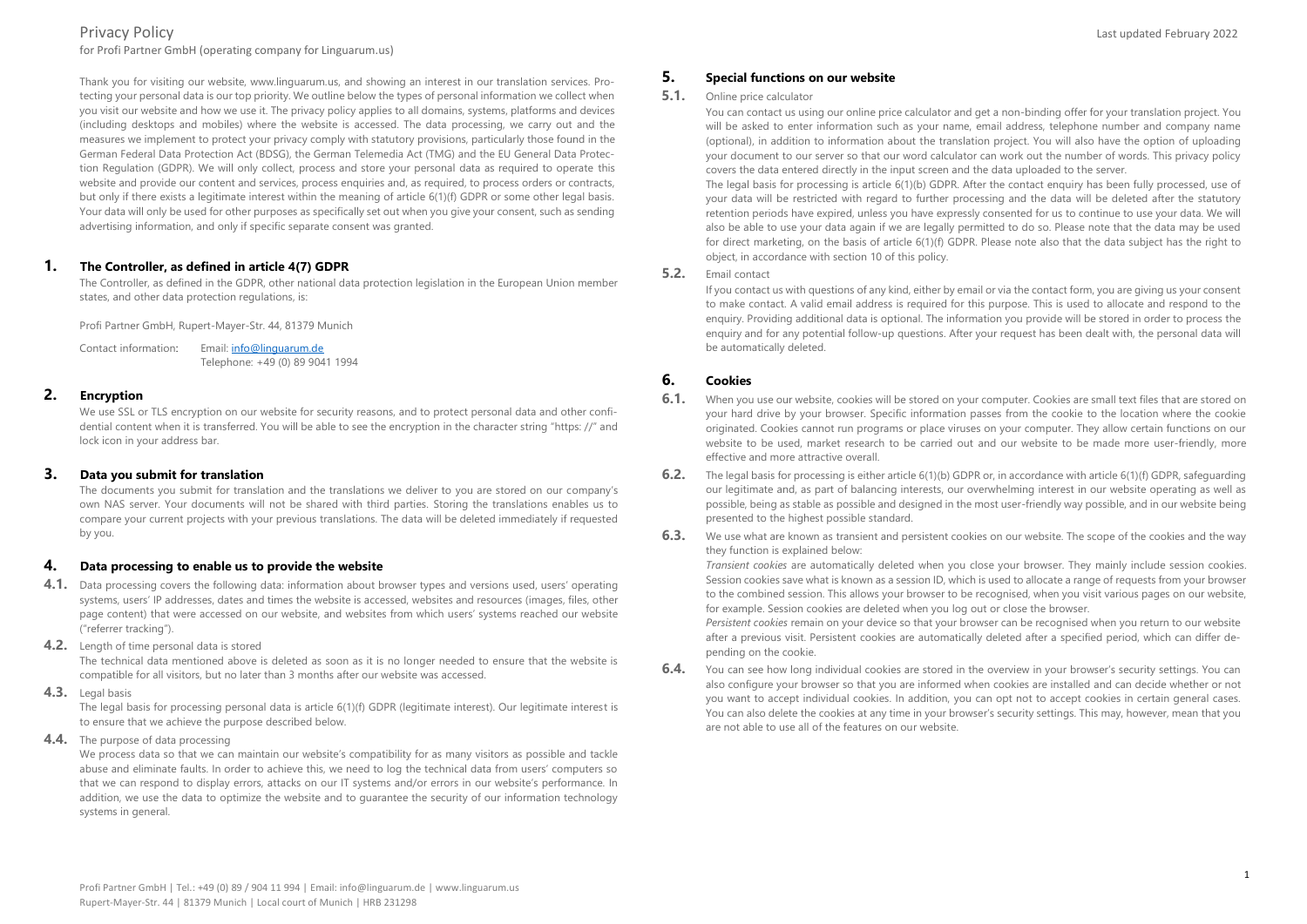# Privacy Policy

for Profi Partner GmbH (operating company for Linguarum.us)

Last updated February 2022

Thank you for visiting our website, www.linguarum.us, and showing an interest in our translation services. Protecting your personal data is our top priority. We outline below the types of personal information we collect when you visit our website and how we use it. The privacy policy applies to all domains, systems, platforms and devices (including desktops and mobiles) where the website is accessed. The data processing, we carry out and the measures we implement to protect your privacy comply with statutory provisions, particularly those found in the German Federal Data Protection Act (BDSG), the German Telemedia Act (TMG) and the EU General Data Protection Regulation (GDPR). We will only collect, process and store your personal data as required to operate this website and provide our content and services, process enquiries and, as required, to process orders or contracts, but only if there exists a legitimate interest within the meaning of article 6(1)(f) GDPR or some other legal basis. Your data will only be used for other purposes as specifically set out when you give your consent, such as sending advertising information, and only if specific separate consent was granted.

## 1. The Controller, as defined in article 4(7) GDPR

The Controller, as defined in the GDPR, other national data protection legislation in the European Union member states, and other data protection regulations, is:

Profi Partner GmbH, Rupert-Mayer-Str. 44, 81379 Munich

Contact information: Email: info@linguarum.de
Telephone: +49 (0) 89 9041 1994

## 2. Encryption

We use SSL or TLS encryption on our website for security reasons, and to protect personal data and other confidential content when it is transferred. You will be able to see the encryption in the character string "https: //" and lock icon in your address bar.

## 3. Data you submit for translation

The documents you submit for translation and the translations we deliver to you are stored on our company's own NAS server. Your documents will not be shared with third parties. Storing the translations enables us to compare your current projects with your previous translations. The data will be deleted immediately if requested by you.

## 4. Data processing to enable us to provide the website

**4.1.** Data processing covers the following data: information about browser types and versions used, users' operating systems, users' IP addresses, dates and times the website is accessed, websites and resources (images, files, other page content) that were accessed on our website, and websites from which users' systems reached our website ("referrer tracking").

**4.2.** Length of time personal data is stored

The technical data mentioned above is deleted as soon as it is no longer needed to ensure that the website is compatible for all visitors, but no later than 3 months after our website was accessed.

**4.3.** Legal basis

The legal basis for processing personal data is article 6(1)(f) GDPR (legitimate interest). Our legitimate interest is to ensure that we achieve the purpose described below.

**4.4.** The purpose of data processing

We process data so that we can maintain our website's compatibility for as many visitors as possible and tackle abuse and eliminate faults. In order to achieve this, we need to log the technical data from users' computers so that we can respond to display errors, attacks on our IT systems and/or errors in our website's performance. In addition, we use the data to optimize the website and to guarantee the security of our information technology systems in general.

## 5. Special functions on our website

**5.1.** Online price calculator

You can contact us using our online price calculator and get a non-binding offer for your translation project. You will be asked to enter information such as your name, email address, telephone number and company name (optional), in addition to information about the translation project. You will also have the option of uploading your document to our server so that our word calculator can work out the number of words. This privacy policy covers the data entered directly in the input screen and the data uploaded to the server.

The legal basis for processing is article 6(1)(b) GDPR. After the contact enquiry has been fully processed, use of your data will be restricted with regard to further processing and the data will be deleted after the statutory retention periods have expired, unless you have expressly consented for us to continue to use your data. We will also be able to use your data again if we are legally permitted to do so. Please note that the data may be used for direct marketing, on the basis of article 6(1)(f) GDPR. Please note also that the data subject has the right to object, in accordance with section 10 of this policy.

**5.2.** Email contact

If you contact us with questions of any kind, either by email or via the contact form, you are giving us your consent to make contact. A valid email address is required for this purpose. This is used to allocate and respond to the enquiry. Providing additional data is optional. The information you provide will be stored in order to process the enquiry and for any potential follow-up questions. After your request has been dealt with, the personal data will be automatically deleted.

## 6. Cookies

**6.1.** When you use our website, cookies will be stored on your computer. Cookies are small text files that are stored on your hard drive by your browser. Specific information passes from the cookie to the location where the cookie originated. Cookies cannot run programs or place viruses on your computer. They allow certain functions on our website to be used, market research to be carried out and our website to be made more user-friendly, more effective and more attractive overall.

**6.2.** The legal basis for processing is either article 6(1)(b) GDPR or, in accordance with article 6(1)(f) GDPR, safeguarding our legitimate and, as part of balancing interests, our overwhelming interest in our website operating as well as possible, being as stable as possible and designed in the most user-friendly way possible, and in our website being presented to the highest possible standard.

**6.3.** We use what are known as transient and persistent cookies on our website. The scope of the cookies and the way they function is explained below:

*Transient cookies* are automatically deleted when you close your browser. They mainly include session cookies. Session cookies save what is known as a session ID, which is used to allocate a range of requests from your browser to the combined session. This allows your browser to be recognised, when you visit various pages on our website, for example. Session cookies are deleted when you log out or close the browser.

*Persistent cookies* remain on your device so that your browser can be recognised when you return to our website after a previous visit. Persistent cookies are automatically deleted after a specified period, which can differ depending on the cookie.

**6.4.** You can see how long individual cookies are stored in the overview in your browser's security settings. You can also configure your browser so that you are informed when cookies are installed and can decide whether or not you want to accept individual cookies. In addition, you can opt not to accept cookies in certain general cases. You can also delete the cookies at any time in your browser's security settings. This may, however, mean that you are not able to use all of the features on our website.

Profi Partner GmbH | Tel.: +49 (0) 89 / 904 11 994 | Email: info@linguarum.de | www.linguarum.us
Rupert-Mayer-Str. 44 | 81379 Munich | Local court of Munich | HRB 231298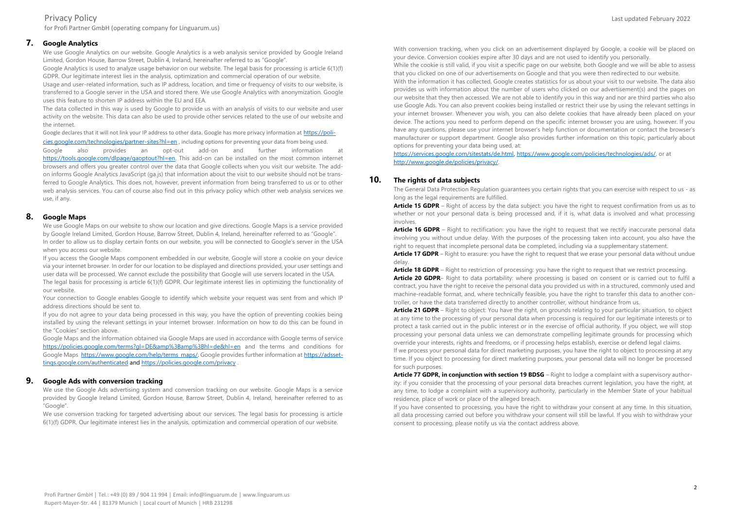## 7. Google Analytics

We use Google Analytics on our website. Google Analytics is a web analysis service provided by Google Ireland Limited, Gordon House, Barrow Street, Dublin 4, Ireland, hereinafter referred to as "Google".

Google Analytics is used to analyze usage behavior on our website. The legal basis for processing is article 6(1)(f) GDPR. Our legitimate interest lies in the analysis, optimization and commercial operation of our website.

Usage and user-related information, such as IP address, location, and time or frequency of visits to our website, is transferred to a Google server in the USA and stored there. We use Google Analytics with anonymization. Google uses this feature to shorten IP address within the EU and EEA.

The data collected in this way is used by Google to provide us with an analysis of visits to our website and user activity on the website. This data can also be used to provide other services related to the use of our website and the internet.

Google declares that it will not link your IP address to other data. Google has more privacy information at https://policies.google.com/technologies/partner-sites?hl=en , including options for preventing your data from being used.

Google also provides an opt-out add-on and further information at https://tools.google.com/dlpage/gaoptout?hl=en. This add-on can be installed on the most common internet browsers and offers you greater control over the data that Google collects when you visit our website. The add-on informs Google Analytics JavaScript (ga.js) that information about the visit to our website should not be transferred to Google Analytics. This does not, however, prevent information from being transferred to us or to other web analysis services. You can of course also find out in this privacy policy which other web analysis services we use, if any.

## 8. Google Maps

We use Google Maps on our website to show our location and give directions. Google Maps is a service provided by Google Ireland Limited, Gordon House, Barrow Street, Dublin 4, Ireland, hereinafter referred to as "Google".

In order to allow us to display certain fonts on our website, you will be connected to Google's server in the USA when you access our website.

If you access the Google Maps component embedded in our website, Google will store a cookie on your device via your internet browser. In order for our location to be displayed and directions provided, your user settings and user data will be processed. We cannot exclude the possibility that Google will use servers located in the USA.

The legal basis for processing is article 6(1)(f) GDPR. Our legitimate interest lies in optimizing the functionality of our website.

Your connection to Google enables Google to identify which website your request was sent from and which IP address directions should be sent to.

If you do not agree to your data being processed in this way, you have the option of preventing cookies being installed by using the relevant settings in your internet browser. Information on how to do this can be found in the "Cookies" section above.

Google Maps and the information obtained via Google Maps are used in accordance with Google terms of service https://policies.google.com/terms?gl=DE&amp%3Bamp%3Bhl=de&hl=en and the terms and conditions for Google Maps https://www.google.com/help/terms_maps/. Google provides further information at https://adssettings.google.com/authenticated and https://policies.google.com/privacy .

## 9. Google Ads with conversion tracking

We use the Google Ads advertising system and conversion tracking on our website. Google Maps is a service provided by Google Ireland Limited, Gordon House, Barrow Street, Dublin 4, Ireland, hereinafter referred to as "Google".

We use conversion tracking for targeted advertising about our services. The legal basis for processing is article 6(1)(f) GDPR. Our legitimate interest lies in the analysis, optimization and commercial operation of our website.

With conversion tracking, when you click on an advertisement displayed by Google, a cookie will be placed on your device. Conversion cookies expire after 30 days and are not used to identify you personally.

While the cookie is still valid, if you visit a specific page on our website, both Google and we will be able to assess that you clicked on one of our advertisements on Google and that you were then redirected to our website.

With the information it has collected, Google creates statistics for us about your visit to our website. The data also provides us with information about the number of users who clicked on our advertisement(s) and the pages on our website that they then accessed. We are not able to identify you in this way and nor are third parties who also use Google Ads. You can also prevent cookies being installed or restrict their use by using the relevant settings in your internet browser. Whenever you wish, you can also delete cookies that have already been placed on your device. The actions you need to perform depend on the specific internet browser you are using, however. If you have any questions, please use your internet browser's help function or documentation or contact the browser's manufacturer or support department. Google also provides further information on this topic, particularly about options for preventing your data being used, at:

https://services.google.com/sitestats/de.html, https://www.google.com/policies/technologies/ads/, or at http://www.google.de/policies/privacy/.

## 10. The rights of data subjects

The General Data Protection Regulation guarantees you certain rights that you can exercise with respect to us - as long as the legal requirements are fulfilled.

**Article 15 GDPR** – Right of access by the data subject: you have the right to request confirmation from us as to whether or not your personal data is being processed and, if it is, what data is involved and what processing involves.

**Article 16 GDPR** – Right to rectification: you have the right to request that we rectify inaccurate personal data involving you without undue delay. With the purposes of the processing taken into account, you also have the right to request that incomplete personal data be completed, including via a supplementary statement.

**Article 17 GDPR** – Right to erasure: you have the right to request that we erase your personal data without undue delay.

**Article 18 GDPR** – Right to restriction of processing: you have the right to request that we restrict processing.

**Article 20 GDPR**– Right to data portability: where processing is based on consent or is carried out to fulfil a contract, you have the right to receive the personal data you provided us with in a structured, commonly used and machine-readable format, and, where technically feasible, you have the right to transfer this data to another controller, or have the data transferred directly to another controller, without hindrance from us.

**Article 21 GDPR** – Right to object: You have the right, on grounds relating to your particular situation, to object at any time to the processing of your personal data when processing is required for our legitimate interests or to protect a task carried out in the public interest or in the exercise of official authority. If you object, we will stop processing your personal data unless we can demonstrate compelling legitimate grounds for processing which override your interests, rights and freedoms, or if processing helps establish, exercise or defend legal claims.

If we process your personal data for direct marketing purposes, you have the right to object to processing at any time. If you object to processing for direct marketing purposes, your personal data will no longer be processed for such purposes.

**Article 77 GDPR, in conjunction with section 19 BDSG** – Right to lodge a complaint with a supervisory authority: if you consider that the processing of your personal data breaches current legislation, you have the right, at any time, to lodge a complaint with a supervisory authority, particularly in the Member State of your habitual residence, place of work or place of the alleged breach.

If you have consented to processing, you have the right to withdraw your consent at any time. In this situation, all data processing carried out before you withdraw your consent will still be lawful. If you wish to withdraw your consent to processing, please notify us via the contact address above.